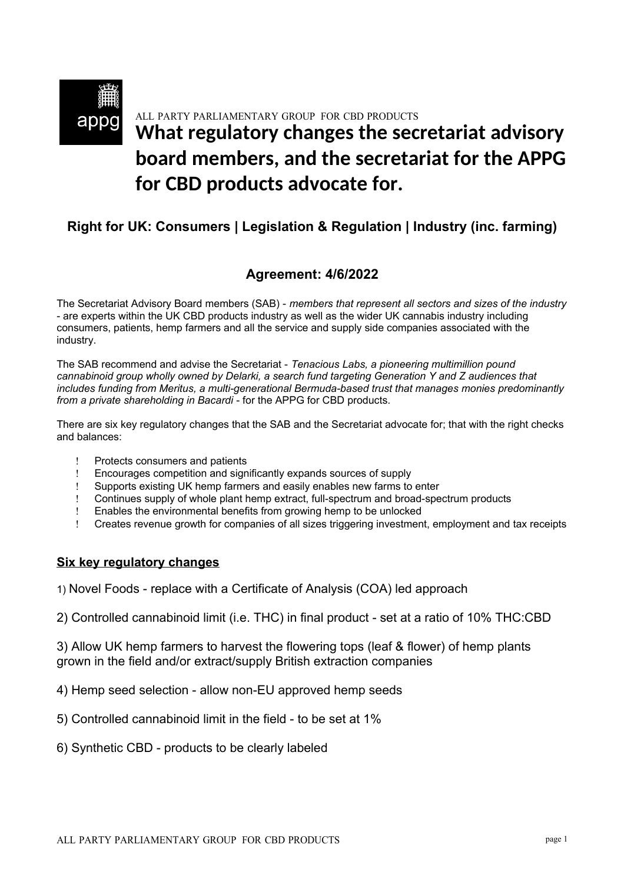ALL PARTY PARLIAMENTARY GROUP FOR CBD PRODUCTS

# What regulatory changes the secretariat advisory board members, and the secretariat for the APPG for CBD products advocate for.

### Right for UK: Consumers | Legislation & Regulation | Industry (inc. farming)

### Agreement: 4/6/2022

The Secretariat Advisory Board members (SAB) - *members that represent all sectors and sizes of the industry* - are experts within the UK CBD products industry as well as the wider UK cannabis industry including consumers, patients, hemp farmers and all the service and supply side companies associated with the industry.

The SAB recommend and advise the Secretariat - *Tenacious Labs, a pioneering multimillion pound cannabinoid group wholly owned by Delarki, a search fund targeting Generation Y and Z audiences that includes funding from Meritus, a multi-generational Bermuda-based trust that manages monies predominantly from a private shareholding in Bacardi* - for the APPG for CBD products.

There are six key regulatory changes that the SAB and the Secretariat advocate for; that with the right checks and balances:

- Protects consumers and patients
- Encourages competition and significantly expands sources of supply
- Supports existing UK hemp farmers and easily enables new farms to enter
- Continues supply of whole plant hemp extract, full-spectrum and broad-spectrum products
- Enables the environmental benefits from growing hemp to be unlocked
- Creates revenue growth for companies of all sizes triggering investment, employment and tax receipts

## Six key regulatory changes

1) Novel Foods - replace with a Certificate of Analysis (COA) led approach

2) Controlled cannabinoid limit (i.e. THC) in final product - set at a ratio of 10% THC:CBD

3) Allow UK hemp farmers to harvest the flowering tops (leaf & flower) of hemp plants grown in the field and/or extract/supply British extraction companies

4) Hemp seed selection - allow non-EU approved hemp seeds

5) Controlled cannabinoid limit in the field - to be set at 1%

6) Synthetic CBD - products to be clearly labeled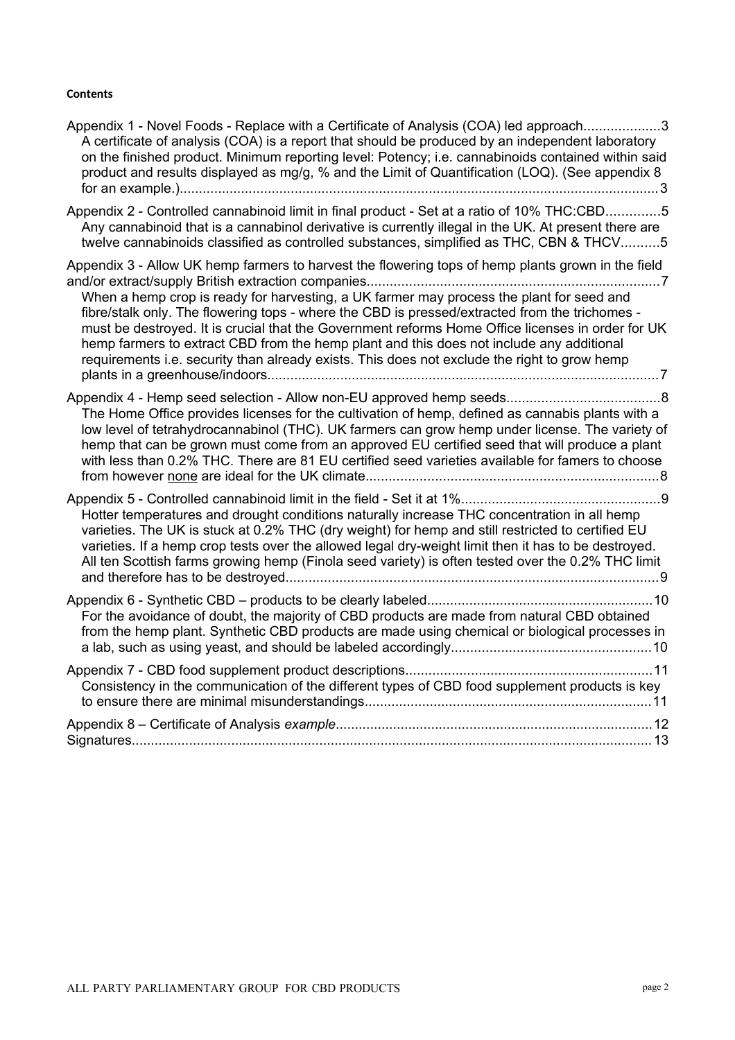**Contents**

Appendix 1 - Novel Foods - Replace with a Certificate of Analysis (COA) led approach....................3
A certificate of analysis (COA) is a report that should be produced by an independent laboratory on the finished product. Minimum reporting level: Potency; i.e. cannabinoids contained within said product and results displayed as mg/g, % and the Limit of Quantification (LOQ). (See appendix 8 for an example.)..........................................................................................................................3

Appendix 2 - Controlled cannabinoid limit in final product - Set at a ratio of 10% THC:CBD..............5
Any cannabinoid that is a cannabinol derivative is currently illegal in the UK. At present there are twelve cannabinoids classified as controlled substances, simplified as THC, CBN & THCV..........5

Appendix 3 - Allow UK hemp farmers to harvest the flowering tops of hemp plants grown in the field and/or extract/supply British extraction companies............................................................................7
When a hemp crop is ready for harvesting, a UK farmer may process the plant for seed and fibre/stalk only. The flowering tops - where the CBD is pressed/extracted from the trichomes - must be destroyed. It is crucial that the Government reforms Home Office licenses in order for UK hemp farmers to extract CBD from the hemp plant and this does not include any additional requirements i.e. security than already exists. This does not exclude the right to grow hemp plants in a greenhouse/indoors.......................................................................................................7

Appendix 4 - Hemp seed selection - Allow non-EU approved hemp seeds........................................8
The Home Office provides licenses for the cultivation of hemp, defined as cannabis plants with a low level of tetrahydrocannabinol (THC). UK farmers can grow hemp under license. The variety of hemp that can be grown must come from an approved EU certified seed that will produce a plant with less than 0.2% THC. There are 81 EU certified seed varieties available for famers to choose from however <u>none</u> are ideal for the UK climate............................................................................8

Appendix 5 - Controlled cannabinoid limit in the field - Set it at 1%....................................................9
Hotter temperatures and drought conditions naturally increase THC concentration in all hemp varieties. The UK is stuck at 0.2% THC (dry weight) for hemp and still restricted to certified EU varieties. If a hemp crop tests over the allowed legal dry-weight limit then it has to be destroyed. All ten Scottish farms growing hemp (Finola seed variety) is often tested over the 0.2% THC limit and therefore has to be destroyed..................................................................................................9

Appendix 6 - Synthetic CBD – products to be clearly labeled...........................................................10
For the avoidance of doubt, the majority of CBD products are made from natural CBD obtained from the hemp plant. Synthetic CBD products are made using chemical or biological processes in a lab, such as using yeast, and should be labeled accordingly....................................................10

Appendix 7 - CBD food supplement product descriptions................................................................11
Consistency in the communication of the different types of CBD food supplement products is key to ensure there are minimal misunderstandings...........................................................................11

Appendix 8 – Certificate of Analysis *example*...................................................................................12
Signatures........................................................................................................................................13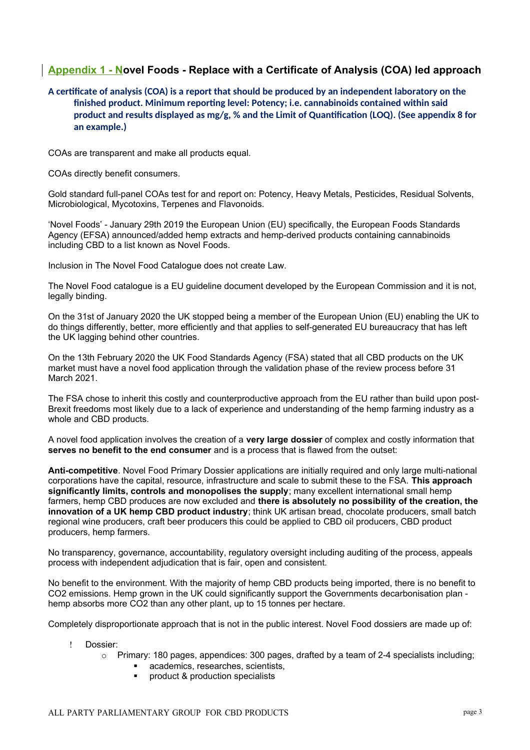## Appendix 1 - Novel Foods - Replace with a Certificate of Analysis (COA) led approach

**A certificate of analysis (COA) is a report that should be produced by an independent laboratory on the finished product. Minimum reporting level: Potency; i.e. cannabinoids contained within said product and results displayed as mg/g, % and the Limit of Quantification (LOQ). (See appendix 8 for an example.)**

COAs are transparent and make all products equal.

COAs directly benefit consumers.

Gold standard full-panel COAs test for and report on: Potency, Heavy Metals, Pesticides, Residual Solvents, Microbiological, Mycotoxins, Terpenes and Flavonoids.

'Novel Foods' - January 29th 2019 the European Union (EU) specifically, the European Foods Standards Agency (EFSA) announced/added hemp extracts and hemp-derived products containing cannabinoids including CBD to a list known as Novel Foods.

Inclusion in The Novel Food Catalogue does not create Law.

The Novel Food catalogue is a EU guideline document developed by the European Commission and it is not, legally binding.

On the 31st of January 2020 the UK stopped being a member of the European Union (EU) enabling the UK to do things differently, better, more efficiently and that applies to self-generated EU bureaucracy that has left the UK lagging behind other countries.

On the 13th February 2020 the UK Food Standards Agency (FSA) stated that all CBD products on the UK market must have a novel food application through the validation phase of the review process before 31 March 2021.

The FSA chose to inherit this costly and counterproductive approach from the EU rather than build upon post-Brexit freedoms most likely due to a lack of experience and understanding of the hemp farming industry as a whole and CBD products.

A novel food application involves the creation of a **very large dossier** of complex and costly information that **serves no benefit to the end consumer** and is a process that is flawed from the outset:

**Anti-competitive**. Novel Food Primary Dossier applications are initially required and only large multi-national corporations have the capital, resource, infrastructure and scale to submit these to the FSA. **This approach significantly limits, controls and monopolises the supply**; many excellent international small hemp farmers, hemp CBD produces are now excluded and **there is absolutely no possibility of the creation, the innovation of a UK hemp CBD product industry**; think UK artisan bread, chocolate producers, small batch regional wine producers, craft beer producers this could be applied to CBD oil producers, CBD product producers, hemp farmers.

No transparency, governance, accountability, regulatory oversight including auditing of the process, appeals process with independent adjudication that is fair, open and consistent.

No benefit to the environment. With the majority of hemp CBD products being imported, there is no benefit to $CO_2$ emissions. Hemp grown in the UK could significantly support the Governments decarbonisation plan - hemp absorbs more $CO_2$ than any other plant, up to 15 tonnes per hectare.

Completely disproportionate approach that is not in the public interest. Novel Food dossiers are made up of:

- Dossier:
  - Primary: 180 pages, appendices: 300 pages, drafted by a team of 2-4 specialists including;
    - academics, researches, scientists,
    - product & production specialists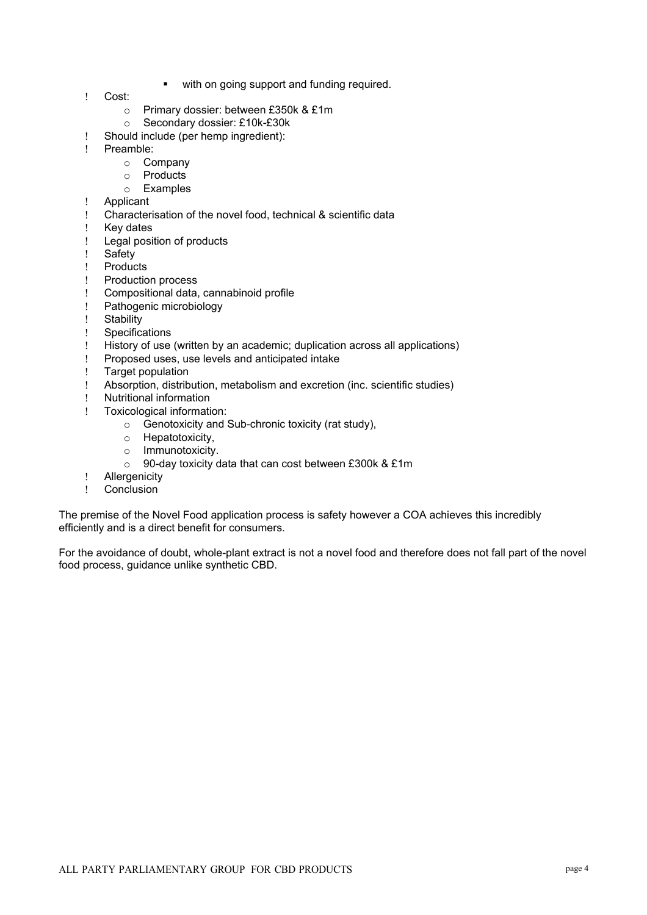- with on going support and funding required.

- Cost:
    - Primary dossier: between £350k & £1m
    - Secondary dossier: £10k-£30k
- Should include (per hemp ingredient):
- Preamble:
    - Company
    - Products
    - Examples
- Applicant
- Characterisation of the novel food, technical & scientific data
- Key dates
- Legal position of products
- Safety
- Products
- Production process
- Compositional data, cannabinoid profile
- Pathogenic microbiology
- Stability
- Specifications
- History of use (written by an academic; duplication across all applications)
- Proposed uses, use levels and anticipated intake
- Target population
- Absorption, distribution, metabolism and excretion (inc. scientific studies)
- Nutritional information
- Toxicological information:
    - Genotoxicity and Sub-chronic toxicity (rat study),
    - Hepatotoxicity,
    - Immunotoxicity.
    - 90-day toxicity data that can cost between £300k & £1m
- Allergenicity
- Conclusion

The premise of the Novel Food application process is safety however a COA achieves this incredibly efficiently and is a direct benefit for consumers.

For the avoidance of doubt, whole-plant extract is not a novel food and therefore does not fall part of the novel food process, guidance unlike synthetic CBD.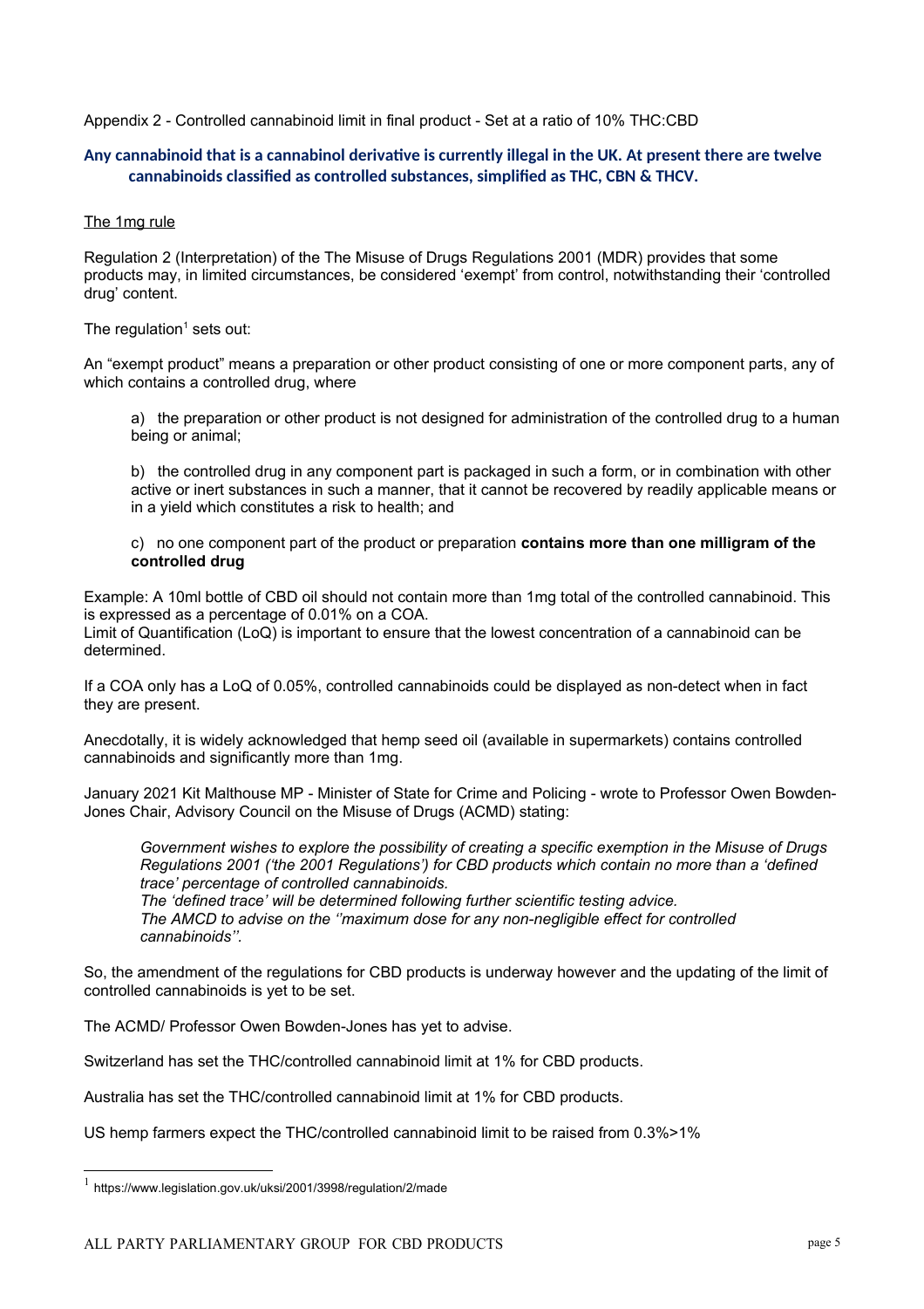Appendix 2 - Controlled cannabinoid limit in final product - Set at a ratio of 10% THC:CBD

**Any cannabinoid that is a cannabinol derivative is currently illegal in the UK. At present there are twelve cannabinoids classified as controlled substances, simplified as THC, CBN & THCV.**

The 1mg rule

Regulation 2 (Interpretation) of the The Misuse of Drugs Regulations 2001 (MDR) provides that some products may, in limited circumstances, be considered 'exempt' from control, notwithstanding their 'controlled drug' content.

The regulation[1] sets out:

An "exempt product" means a preparation or other product consisting of one or more component parts, any of which contains a controlled drug, where

> a) the preparation or other product is not designed for administration of the controlled drug to a human being or animal;
>
> b) the controlled drug in any component part is packaged in such a form, or in combination with other active or inert substances in such a manner, that it cannot be recovered by readily applicable means or in a yield which constitutes a risk to health; and
>
> c) no one component part of the product or preparation **contains more than one milligram of the controlled drug**

Example: A 10ml bottle of CBD oil should not contain more than 1mg total of the controlled cannabinoid. This is expressed as a percentage of 0.01% on a COA.
Limit of Quantification (LoQ) is important to ensure that the lowest concentration of a cannabinoid can be determined.

If a COA only has a LoQ of 0.05%, controlled cannabinoids could be displayed as non-detect when in fact they are present.

Anecdotally, it is widely acknowledged that hemp seed oil (available in supermarkets) contains controlled cannabinoids and significantly more than 1mg.

January 2021 Kit Malthouse MP - Minister of State for Crime and Policing - wrote to Professor Owen Bowden-Jones Chair, Advisory Council on the Misuse of Drugs (ACMD) stating:

> *Government wishes to explore the possibility of creating a specific exemption in the Misuse of Drugs Regulations 2001 ('the 2001 Regulations') for CBD products which contain no more than a 'defined trace' percentage of controlled cannabinoids.*
> *The 'defined trace' will be determined following further scientific testing advice.*
> *The AMCD to advise on the ''maximum dose for any non-negligible effect for controlled cannabinoids''.*

So, the amendment of the regulations for CBD products is underway however and the updating of the limit of controlled cannabinoids is yet to be set.

The ACMD/ Professor Owen Bowden-Jones has yet to advise.

Switzerland has set the THC/controlled cannabinoid limit at 1% for CBD products.

Australia has set the THC/controlled cannabinoid limit at 1% for CBD products.

US hemp farmers expect the THC/controlled cannabinoid limit to be raised from 0.3%>1%

---

[1] https://www.legislation.gov.uk/uksi/2001/3998/regulation/2/made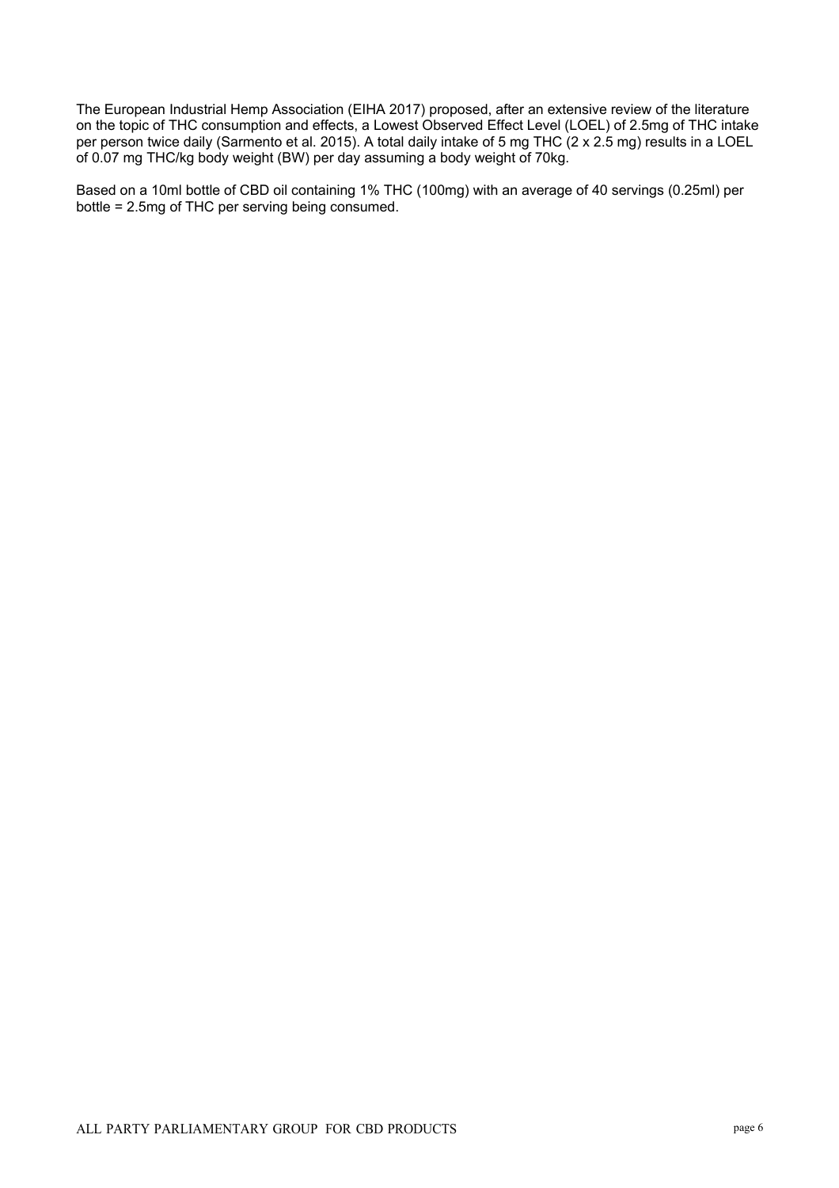The European Industrial Hemp Association (EIHA 2017) proposed, after an extensive review of the literature on the topic of THC consumption and effects, a Lowest Observed Effect Level (LOEL) of 2.5mg of THC intake per person twice daily (Sarmento et al. 2015). A total daily intake of 5 mg THC (2 x 2.5 mg) results in a LOEL of 0.07 mg THC/kg body weight (BW) per day assuming a body weight of 70kg.

Based on a 10ml bottle of CBD oil containing 1% THC (100mg) with an average of 40 servings (0.25ml) per bottle = 2.5mg of THC per serving being consumed.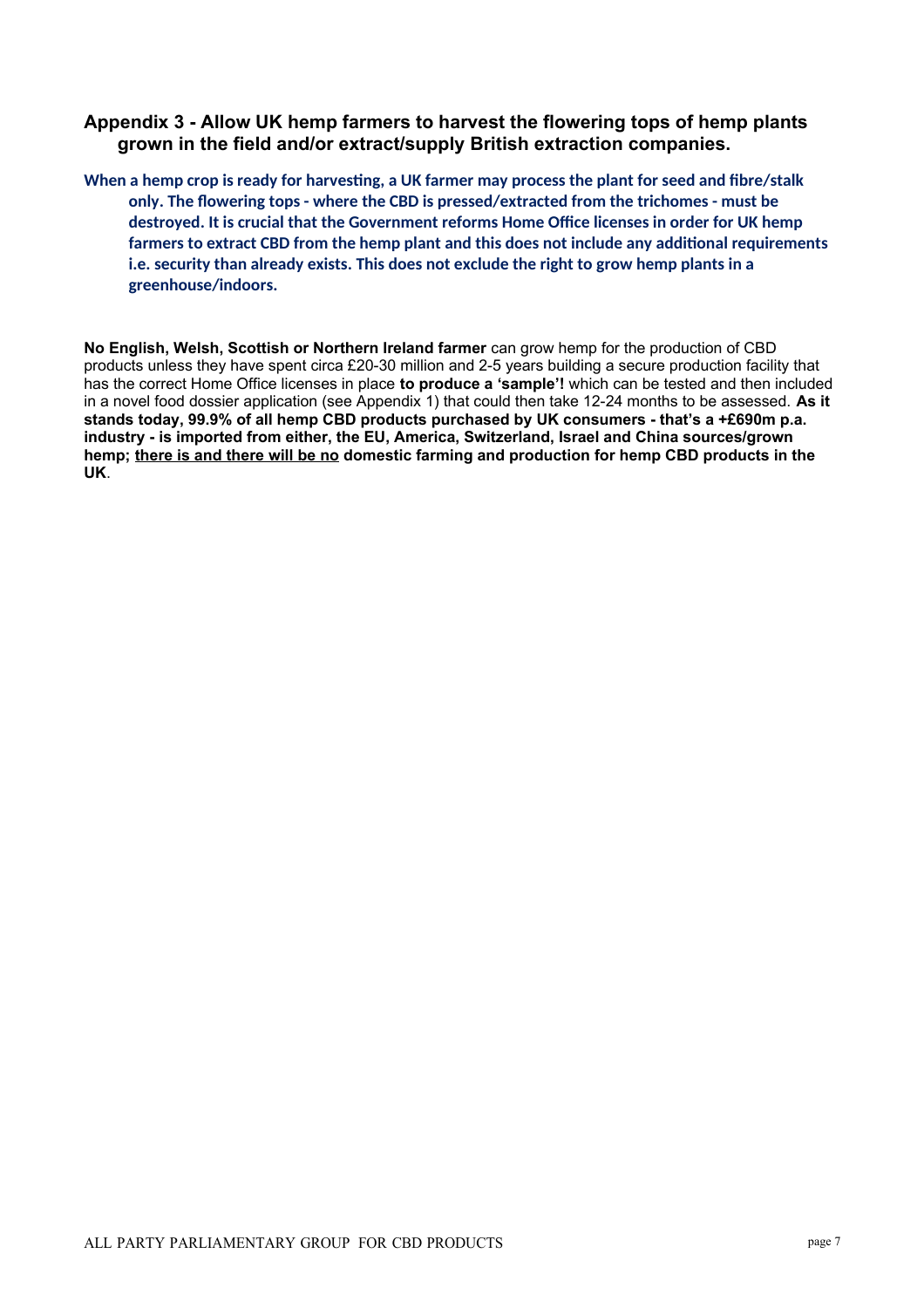## Appendix 3 - Allow UK hemp farmers to harvest the flowering tops of hemp plants grown in the field and/or extract/supply British extraction companies.

**When a hemp crop is ready for harvesting, a UK farmer may process the plant for seed and fibre/stalk only. The flowering tops - where the CBD is pressed/extracted from the trichomes - must be destroyed. It is crucial that the Government reforms Home Office licenses in order for UK hemp farmers to extract CBD from the hemp plant and this does not include any additional requirements i.e. security than already exists. This does not exclude the right to grow hemp plants in a greenhouse/indoors.**

**No English, Welsh, Scottish or Northern Ireland farmer** can grow hemp for the production of CBD products unless they have spent circa £20-30 million and 2-5 years building a secure production facility that has the correct Home Office licenses in place **to produce a 'sample'!** which can be tested and then included in a novel food dossier application (see Appendix 1) that could then take 12-24 months to be assessed. **As it stands today, 99.9% of all hemp CBD products purchased by UK consumers - that's a +£690m p.a. industry - is imported from either, the EU, America, Switzerland, Israel and China sources/grown hemp; <u>there is and there will be no</u> domestic farming and production for hemp CBD products in the UK**.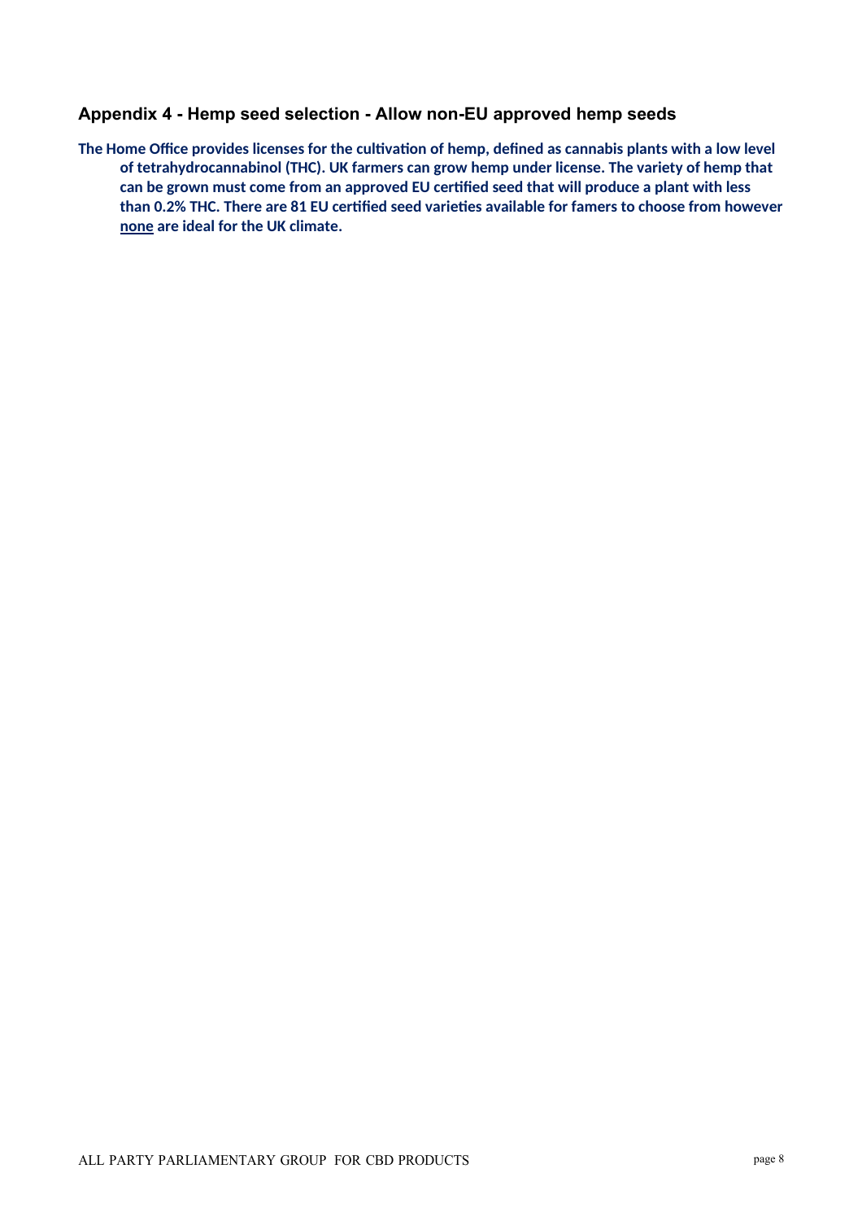## Appendix 4 - Hemp seed selection - Allow non-EU approved hemp seeds

**The Home Office provides licenses for the cultivation of hemp, defined as cannabis plants with a low level of tetrahydrocannabinol (THC). UK farmers can grow hemp under license. The variety of hemp that can be grown must come from an approved EU certified seed that will produce a plant with less than 0.2% THC. There are 81 EU certified seed varieties available for famers to choose from however <u>none</u> are ideal for the UK climate.**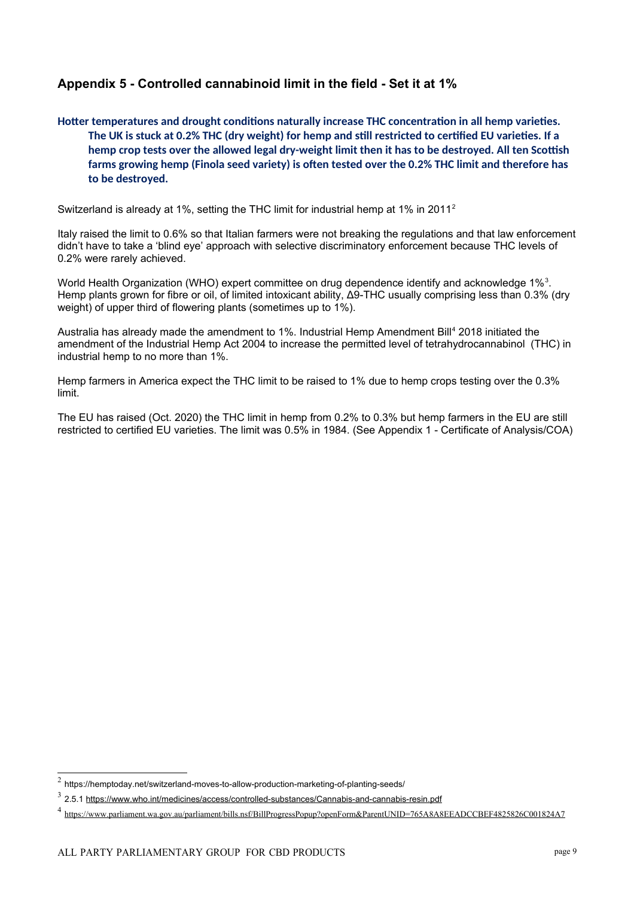## Appendix 5 - Controlled cannabinoid limit in the field - Set it at 1%

**Hotter temperatures and drought conditions naturally increase THC concentration in all hemp varieties. The UK is stuck at 0.2% THC (dry weight) for hemp and still restricted to certified EU varieties. If a hemp crop tests over the allowed legal dry-weight limit then it has to be destroyed. All ten Scottish farms growing hemp (Finola seed variety) is often tested over the 0.2% THC limit and therefore has to be destroyed.**

Switzerland is already at 1%, setting the THC limit for industrial hemp at 1% in 2011[2]

Italy raised the limit to 0.6% so that Italian farmers were not breaking the regulations and that law enforcement didn't have to take a 'blind eye' approach with selective discriminatory enforcement because THC levels of 0.2% were rarely achieved.

World Health Organization (WHO) expert committee on drug dependence identify and acknowledge 1%[3]. Hemp plants grown for fibre or oil, of limited intoxicant ability, Δ9-THC usually comprising less than 0.3% (dry weight) of upper third of flowering plants (sometimes up to 1%).

Australia has already made the amendment to 1%. Industrial Hemp Amendment Bill[4] 2018 initiated the amendment of the Industrial Hemp Act 2004 to increase the permitted level of tetrahydrocannabinol (THC) in industrial hemp to no more than 1%.

Hemp farmers in America expect the THC limit to be raised to 1% due to hemp crops testing over the 0.3% limit.

The EU has raised (Oct. 2020) the THC limit in hemp from 0.2% to 0.3% but hemp farmers in the EU are still restricted to certified EU varieties. The limit was 0.5% in 1984. (See Appendix 1 - Certificate of Analysis/COA)

---

[2] https://hemptoday.net/switzerland-moves-to-allow-production-marketing-of-planting-seeds/

[3] 2.5.1 https://www.who.int/medicines/access/controlled-substances/Cannabis-and-cannabis-resin.pdf

[4] https://www.parliament.wa.gov.au/parliament/bills.nsf/BillProgressPopup?openForm&ParentUNID=765A8A8EEADCCBEF4825826C001824A7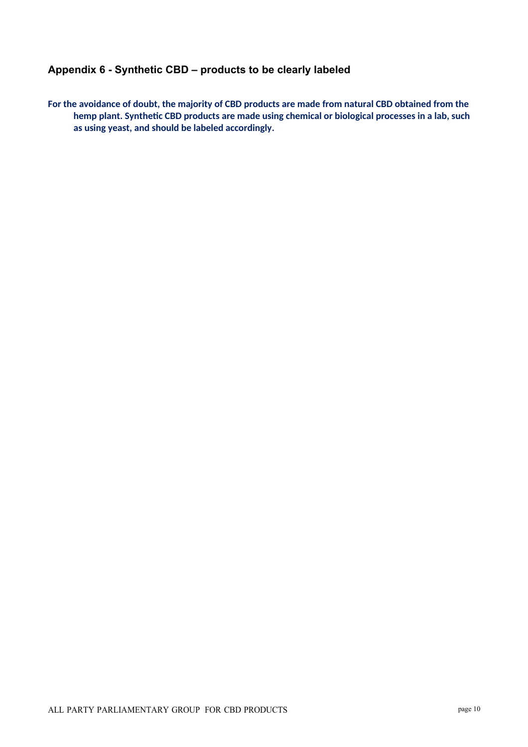## Appendix 6 - Synthetic CBD – products to be clearly labeled

**For the avoidance of doubt, the majority of CBD products are made from natural CBD obtained from the hemp plant. Synthetic CBD products are made using chemical or biological processes in a lab, such as using yeast, and should be labeled accordingly.**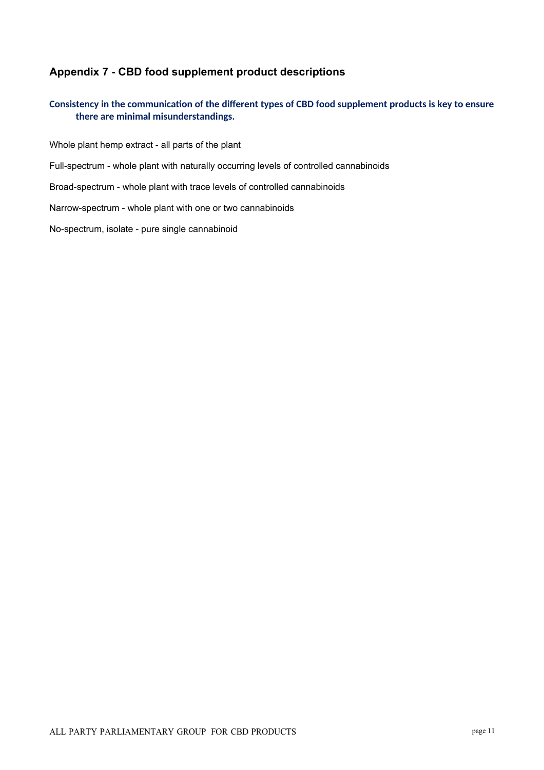## Appendix 7 - CBD food supplement product descriptions

**Consistency in the communication of the different types of CBD food supplement products is key to ensure there are minimal misunderstandings.**

Whole plant hemp extract - all parts of the plant

Full-spectrum - whole plant with naturally occurring levels of controlled cannabinoids

Broad-spectrum - whole plant with trace levels of controlled cannabinoids

Narrow-spectrum - whole plant with one or two cannabinoids

No-spectrum, isolate - pure single cannabinoid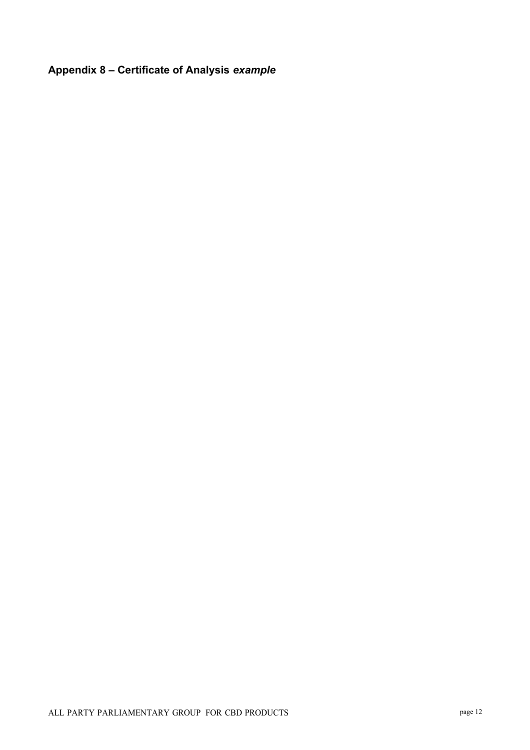## Appendix 8 – Certificate of Analysis *example*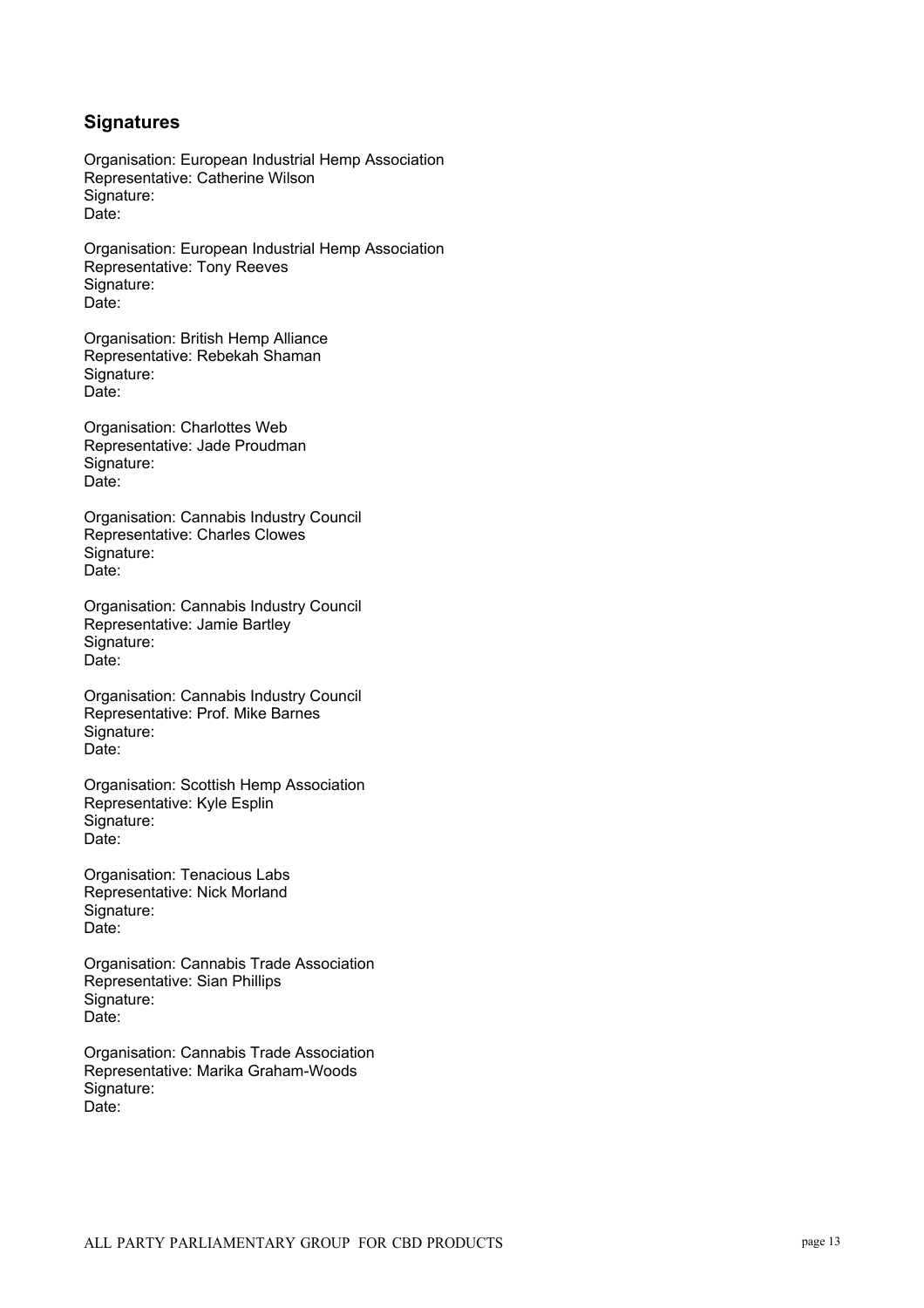## Signatures

Organisation: European Industrial Hemp Association
Representative: Catherine Wilson
Signature:
Date:

Organisation: European Industrial Hemp Association
Representative: Tony Reeves
Signature:
Date:

Organisation: British Hemp Alliance
Representative: Rebekah Shaman
Signature:
Date:

Organisation: Charlottes Web
Representative: Jade Proudman
Signature:
Date:

Organisation: Cannabis Industry Council
Representative: Charles Clowes
Signature:
Date:

Organisation: Cannabis Industry Council
Representative: Jamie Bartley
Signature:
Date:

Organisation: Cannabis Industry Council
Representative: Prof. Mike Barnes
Signature:
Date:

Organisation: Scottish Hemp Association
Representative: Kyle Esplin
Signature:
Date:

Organisation: Tenacious Labs
Representative: Nick Morland
Signature:
Date:

Organisation: Cannabis Trade Association
Representative: Sian Phillips
Signature:
Date:

Organisation: Cannabis Trade Association
Representative: Marika Graham-Woods
Signature:
Date: